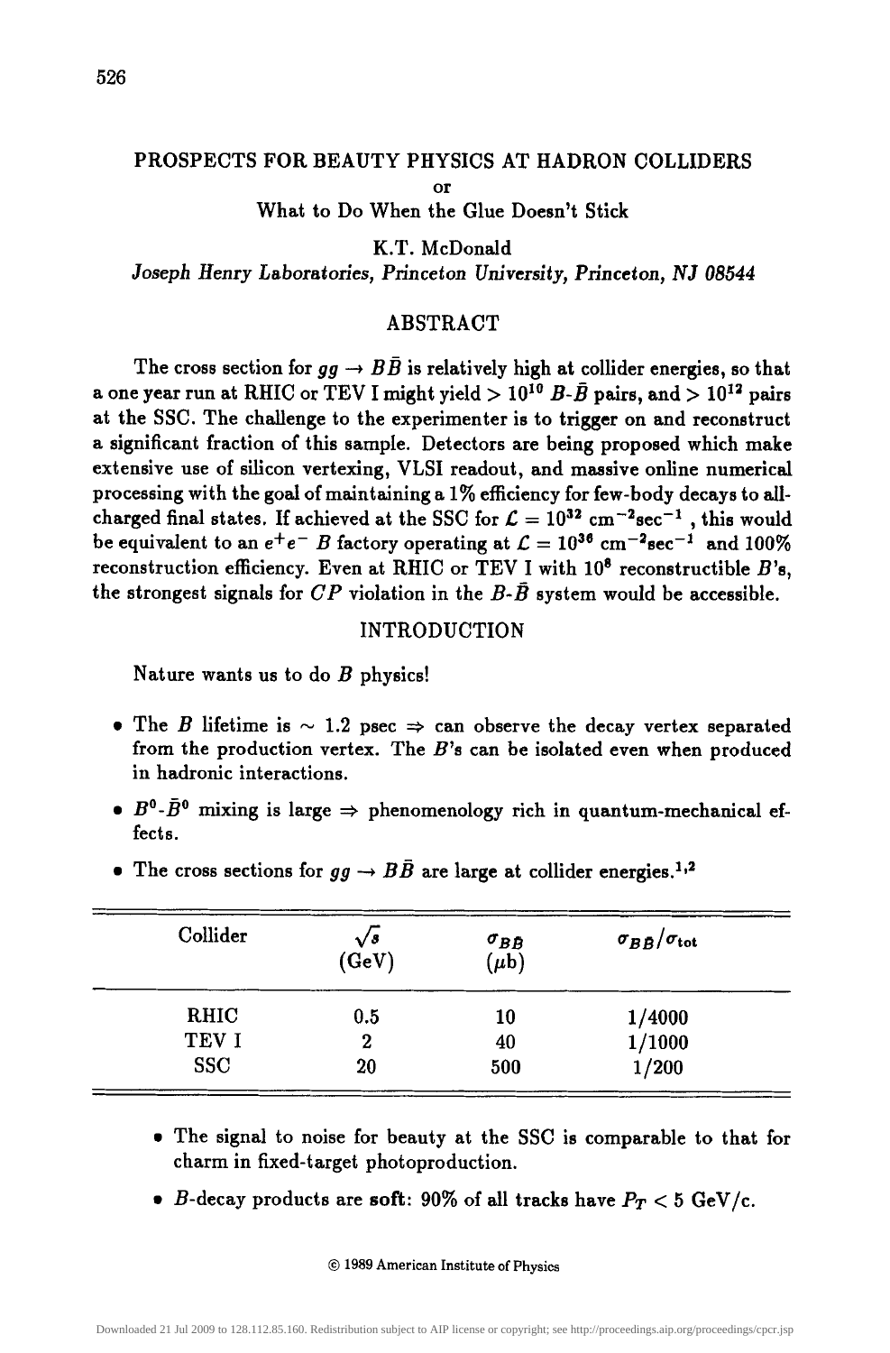# PROSPECTS FOR BEAUTY PHYSICS AT HADRON COLLIDERS

or

What to Do When the Glue Doesn't Stick

K.T. McDonald

*Joseph Henry Laboratories, Princeton University, Princeton, NJ 08544*

## ABSTRACT

The cross section for $gg \to B\bar{B}$ is relatively high at collider energies, so that a one year run at RHIC or TEV I might yield $> 10^{10}$ $B$-$\bar{B}$ pairs, and $> 10^{12}$ pairs at the SSC. The challenge to the experimenter is to trigger on and reconstruct a significant fraction of this sample. Detectors are being proposed which make extensive use of silicon vertexing, VLSI readout, and massive online numerical processing with the goal of maintaining a 1% efficiency for few-body decays to all-charged final states. If achieved at the SSC for $\mathcal{L} = 10^{32}$ cm$^{-2}$sec$^{-1}$ , this would be equivalent to an $e^+e^-$ $B$ factory operating at $\mathcal{L} = 10^{36}$ cm$^{-2}$sec$^{-1}$ and 100% reconstruction efficiency. Even at RHIC or TEV I with $10^8$ reconstructible $B$'s, the strongest signals for $CP$ violation in the $B$-$\bar{B}$ system would be accessible.

## INTRODUCTION

Nature wants us to do $B$ physics!

- The $B$ lifetime is $\sim 1.2$ psec $\Rightarrow$ can observe the decay vertex separated from the production vertex. The $B$'s can be isolated even when produced in hadronic interactions.
- $B^0$-$\bar{B}^0$ mixing is large $\Rightarrow$ phenomenology rich in quantum-mechanical effects.
- The cross sections for $gg \to B\bar{B}$ are large at collider energies.[1,2]

| Collider | $\sqrt{s}$ (GeV) | $\sigma_{B\bar{B}}$ ($\mu$b) | $\sigma_{B\bar{B}}/\sigma_{\text{tot}}$ |
|---|---|---|---|
| RHIC | 0.5 | 10 | 1/4000 |
| TEV I | 2 | 40 | 1/1000 |
| SSC | 20 | 500 | 1/200 |

- The signal to noise for beauty at the SSC is comparable to that for charm in fixed-target photoproduction.
- $B$-decay products are **soft**: 90% of all tracks have $P_T < 5$ GeV/c.

© 1989 American Institute of Physics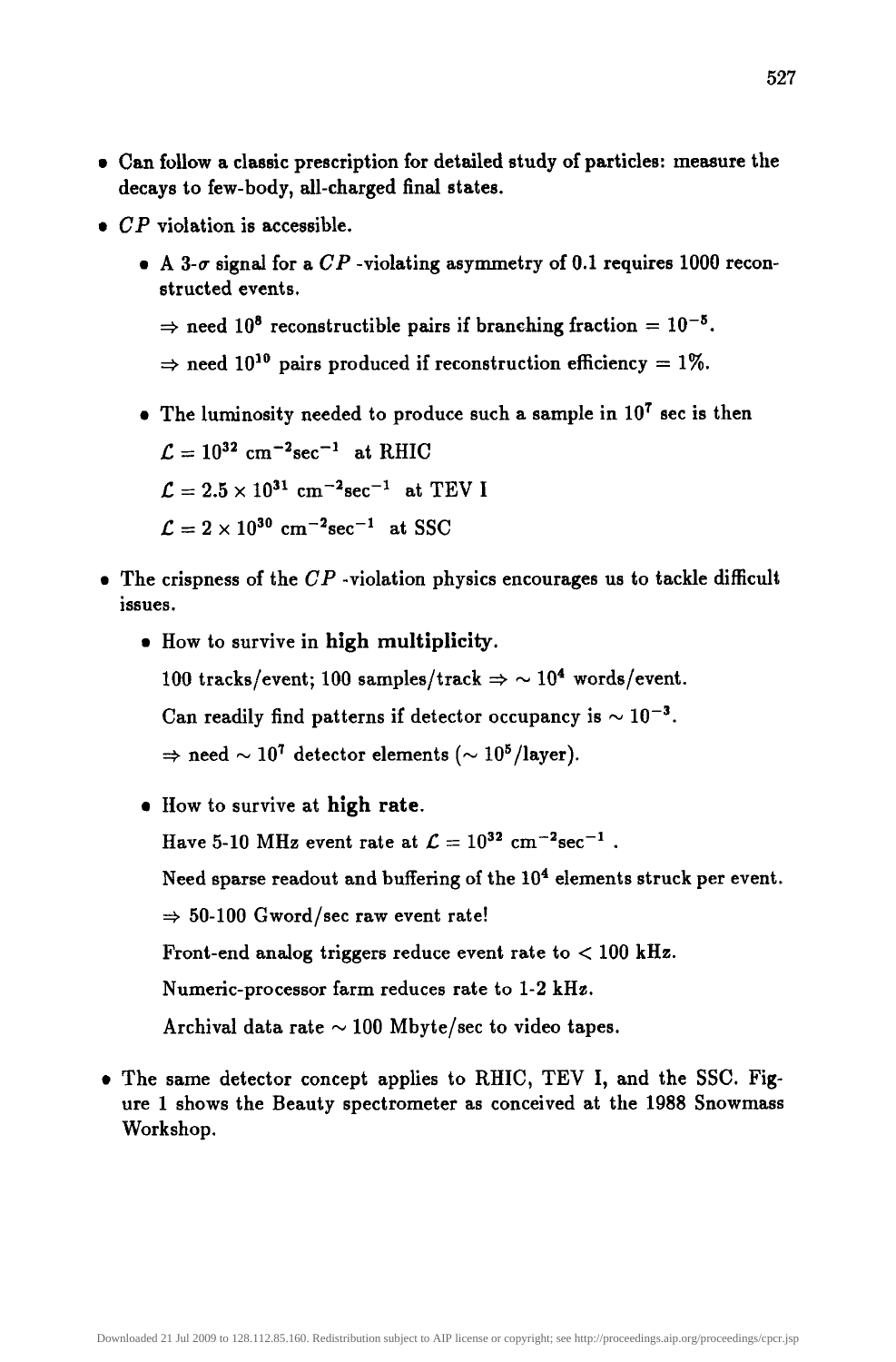- Can follow a classic prescription for detailed study of particles: measure the decays to few-body, all-charged final states.
- $CP$ violation is accessible.
  - A 3-$\sigma$ signal for a $CP$ -violating asymmetry of 0.1 requires 1000 reconstructed events.

    $\Rightarrow$ need $10^8$ reconstructible pairs if branching fraction $= 10^{-5}$.

    $\Rightarrow$ need $10^{10}$ pairs produced if reconstruction efficiency $= 1\%$.
  - The luminosity needed to produce such a sample in $10^7$ sec is then

    $\mathcal{L} = 10^{32}\ \mathrm{cm}^{-2}\mathrm{sec}^{-1}$ at RHIC

    $\mathcal{L} = 2.5 \times 10^{31}\ \mathrm{cm}^{-2}\mathrm{sec}^{-1}$ at TEV I

    $\mathcal{L} = 2 \times 10^{30}\ \mathrm{cm}^{-2}\mathrm{sec}^{-1}$ at SSC
- The crispness of the $CP$ -violation physics encourages us to tackle difficult issues.
  - How to survive in **high multiplicity**.

    100 tracks/event; 100 samples/track $\Rightarrow \sim 10^4$ words/event.

    Can readily find patterns if detector occupancy is $\sim 10^{-3}$.

    $\Rightarrow$ need $\sim 10^7$ detector elements ($\sim 10^5$/layer).
  - How to survive at **high rate**.

    Have 5-10 MHz event rate at $\mathcal{L} = 10^{32}\ \mathrm{cm}^{-2}\mathrm{sec}^{-1}$ .

    Need sparse readout and buffering of the $10^4$ elements struck per event.

    $\Rightarrow$ 50-100 Gword/sec raw event rate!

    Front-end analog triggers reduce event rate to $< 100$ kHz.

    Numeric-processor farm reduces rate to 1-2 kHz.

    Archival data rate $\sim 100$ Mbyte/sec to video tapes.
- The same detector concept applies to RHIC, TEV I, and the SSC. Figure 1 shows the Beauty spectrometer as conceived at the 1988 Snowmass Workshop.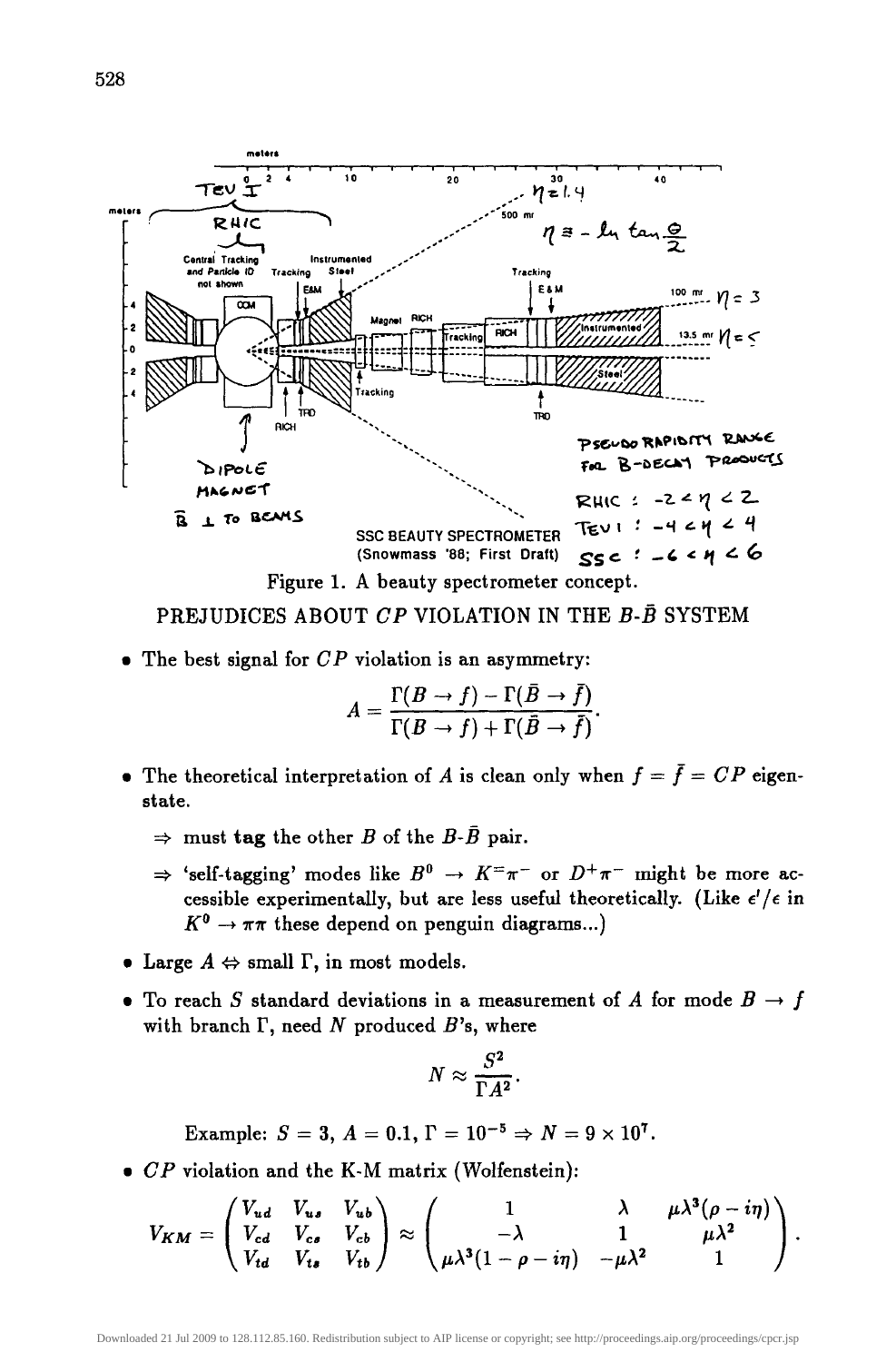Figure 1. A beauty spectrometer concept.

## PREJUDICES ABOUT $CP$ VIOLATION IN THE $B$-$\bar{B}$ SYSTEM

- The best signal for $CP$ violation is an asymmetry:

$$A = \frac{\Gamma(B \to f) - \Gamma(\bar{B} \to \bar{f})}{\Gamma(B \to f) + \Gamma(\bar{B} \to \bar{f})}.$$

- The theoretical interpretation of $A$ is clean only when $f = \bar{f} = CP$ eigenstate.

   $\Rightarrow$ must **tag** the other $B$ of the $B$-$\bar{B}$ pair.

   $\Rightarrow$ 'self-tagging' modes like $B^0 \to K^{=}\pi^-$ or $D^+\pi^-$ might be more accessible experimentally, but are less useful theoretically. (Like $\epsilon'/\epsilon$ in $K^0 \to \pi\pi$ these depend on penguin diagrams...)

- Large $A \Leftrightarrow$ small $\Gamma$, in most models.

- To reach $S$ standard deviations in a measurement of $A$ for mode $B \to f$ with branch $\Gamma$, need $N$ produced $B$'s, where

$$N \approx \frac{S^2}{\Gamma A^2}.$$

   Example: $S = 3$, $A = 0.1$, $\Gamma = 10^{-5} \Rightarrow N = 9 \times 10^7$.

- $CP$ violation and the K-M matrix (Wolfenstein):

$$V_{KM} = \begin{pmatrix} V_{ud} & V_{us} & V_{ub} \\ V_{cd} & V_{cs} & V_{cb} \\ V_{td} & V_{ts} & V_{tb} \end{pmatrix} \approx \begin{pmatrix} 1 & \lambda & \mu\lambda^3(\rho - i\eta) \\ -\lambda & 1 & \mu\lambda^2 \\ \mu\lambda^3(1 - \rho - i\eta) & -\mu\lambda^2 & 1 \end{pmatrix}.$$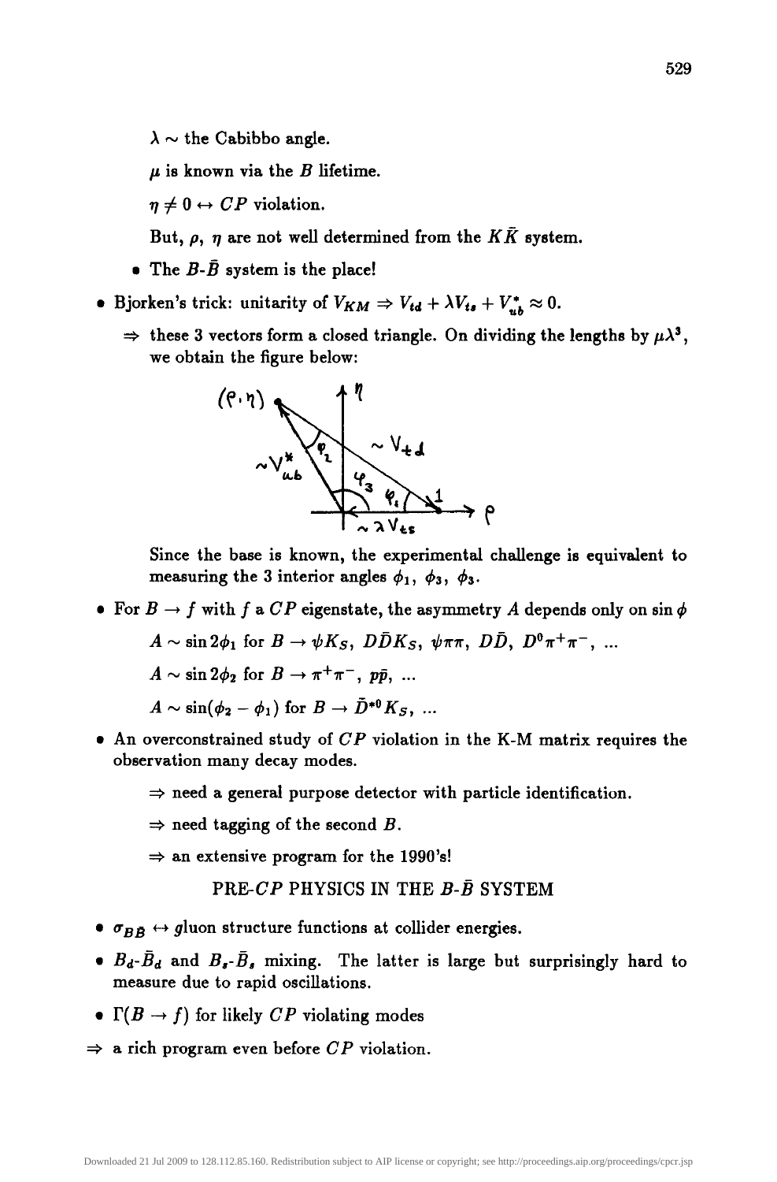$\lambda \sim$ the Cabibbo angle.

$\mu$ is known via the $B$ lifetime.

$\eta \neq 0 \leftrightarrow CP$ violation.

But, $\rho$, $\eta$ are not well determined from the $K\bar{K}$ system.

- The $B$-$\bar{B}$ system is the place!

- Bjorken's trick: unitarity of $V_{KM} \Rightarrow V_{td} + \lambda V_{ts} + V_{ub}^* \approx 0$.
  - $\Rightarrow$ these 3 vectors form a closed triangle. On dividing the lengths by $\mu\lambda^3$, we obtain the figure below:

Since the base is known, the experimental challenge is equivalent to measuring the 3 interior angles $\phi_1$, $\phi_3$, $\phi_3$.

- For $B \to f$ with $f$ a $CP$ eigenstate, the asymmetry $A$ depends only on $\sin\phi$

  $A \sim \sin 2\phi_1$ for $B \to \psi K_S$, $D\bar{D}K_S$, $\psi\pi\pi$, $D\bar{D}$, $D^0\pi^+\pi^-$, ...

  $A \sim \sin 2\phi_2$ for $B \to \pi^+\pi^-$, $p\bar{p}$, ...

  $A \sim \sin(\phi_2 - \phi_1)$ for $B \to \bar{D}^{*0}K_S$, ...

- An overconstrained study of $CP$ violation in the K-M matrix requires the observation many decay modes.

  $\Rightarrow$ need a general purpose detector with particle identification.

  $\Rightarrow$ need tagging of the second $B$.

  $\Rightarrow$ an extensive program for the 1990's!

## PRE-$CP$ PHYSICS IN THE $B$-$\bar{B}$ SYSTEM

- $\sigma_{B\bar{B}} \leftrightarrow$ gluon structure functions at collider energies.
- $B_d$-$\bar{B}_d$ and $B_s$-$\bar{B}_s$ mixing. The latter is large but surprisingly hard to measure due to rapid oscillations.
- $\Gamma(B \to f)$ for likely $CP$ violating modes

$\Rightarrow$ a rich program even before $CP$ violation.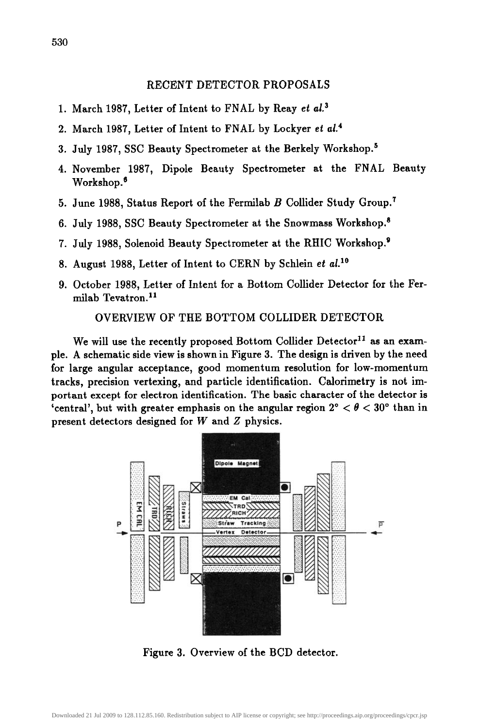## RECENT DETECTOR PROPOSALS

1. March 1987, Letter of Intent to FNAL by Reay *et al.*[3]
2. March 1987, Letter of Intent to FNAL by Lockyer *et al.*[4]
3. July 1987, SSC Beauty Spectrometer at the Berkely Workshop.[5]
4. November 1987, Dipole Beauty Spectrometer at the FNAL Beauty Workshop.[6]
5. June 1988, Status Report of the Fermilab $B$ Collider Study Group.[7]
6. July 1988, SSC Beauty Spectrometer at the Snowmass Workshop.[8]
7. July 1988, Solenoid Beauty Spectrometer at the RHIC Workshop.[9]
8. August 1988, Letter of Intent to CERN by Schlein *et al.*[10]
9. October 1988, Letter of Intent for a Bottom Collider Detector for the Fermilab Tevatron.[11]

## OVERVIEW OF THE BOTTOM COLLIDER DETECTOR

We will use the recently proposed Bottom Collider Detector[11] as an example. A schematic side view is shown in Figure 3. The design is driven by the need for large angular acceptance, good momentum resolution for low-momentum tracks, precision vertexing, and particle identification. Calorimetry is not important except for electron identification. The basic character of the detector is 'central', but with greater emphasis on the angular region $2° < \theta < 30°$ than in present detectors designed for $W$ and $Z$ physics.

Figure 3. Overview of the BCD detector.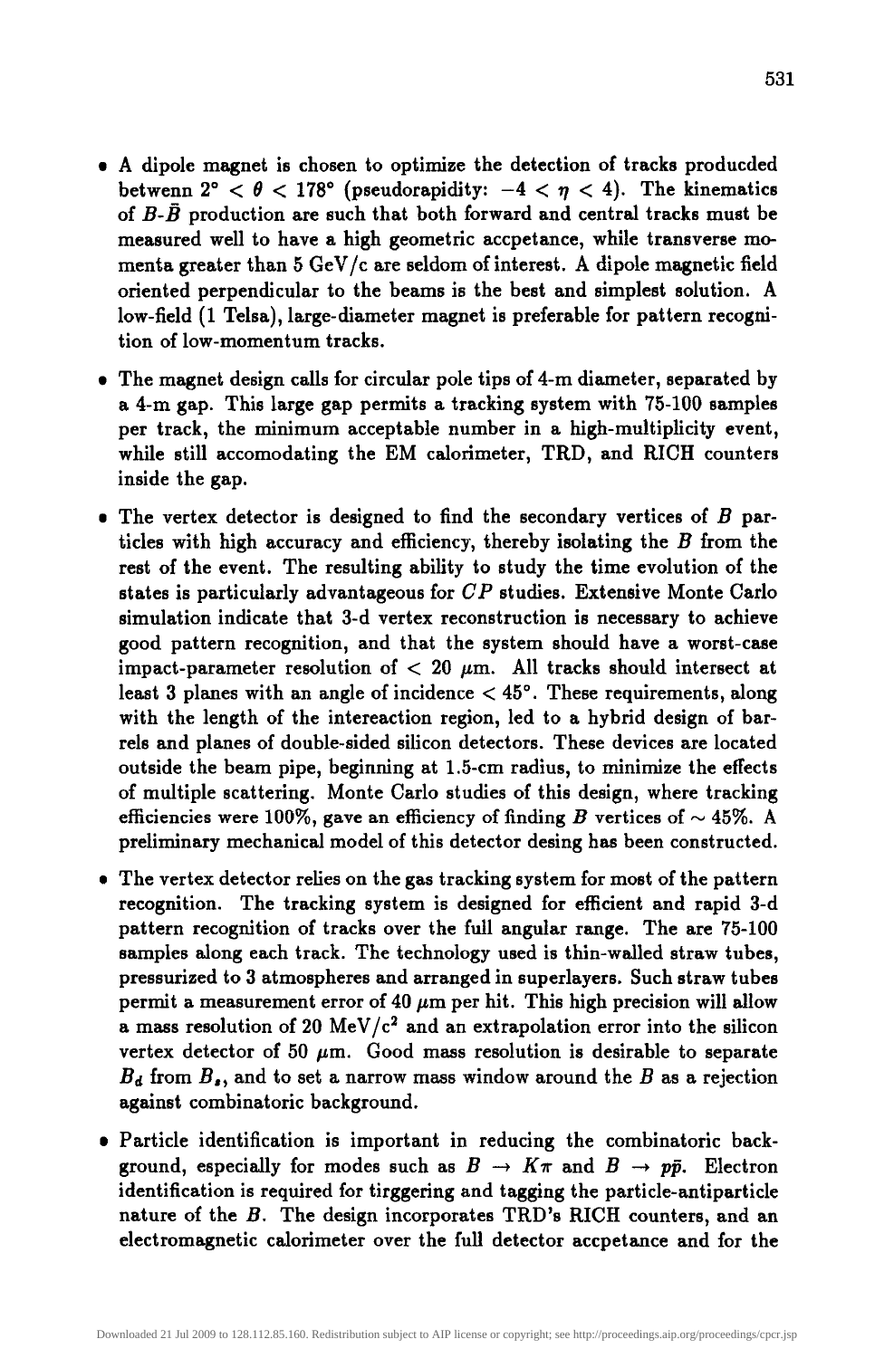- A dipole magnet is chosen to optimize the detection of tracks producded betwenn $2° < \theta < 178°$ (pseudorapidity: $-4 < \eta < 4$). The kinematics of $B$-$\bar{B}$ production are such that both forward and central tracks must be measured well to have a high geometric accpetance, while transverse momenta greater than 5 GeV/c are seldom of interest. A dipole magnetic field oriented perpendicular to the beams is the best and simplest solution. A low-field (1 Telsa), large-diameter magnet is preferable for pattern recognition of low-momentum tracks.

- The magnet design calls for circular pole tips of 4-m diameter, separated by a 4-m gap. This large gap permits a tracking system with 75-100 samples per track, the minimum acceptable number in a high-multiplicity event, while still accomodating the EM calorimeter, TRD, and RICH counters inside the gap.

- The vertex detector is designed to find the secondary vertices of $B$ particles with high accuracy and efficiency, thereby isolating the $B$ from the rest of the event. The resulting ability to study the time evolution of the states is particularly advantageous for $CP$ studies. Extensive Monte Carlo simulation indicate that 3-d vertex reconstruction is necessary to achieve good pattern recognition, and that the system should have a worst-case impact-parameter resolution of $< 20$ $\mu$m. All tracks should intersect at least 3 planes with an angle of incidence $< 45°$. These requirements, along with the length of the intereaction region, led to a hybrid design of barrels and planes of double-sided silicon detectors. These devices are located outside the beam pipe, beginning at 1.5-cm radius, to minimize the effects of multiple scattering. Monte Carlo studies of this design, where tracking efficiencies were 100%, gave an efficiency of finding $B$ vertices of $\sim 45\%$. A preliminary mechanical model of this detector desing has been constructed.

- The vertex detector relies on the gas tracking system for most of the pattern recognition. The tracking system is designed for efficient and rapid 3-d pattern recognition of tracks over the full angular range. The are 75-100 samples along each track. The technology used is thin-walled straw tubes, pressurized to 3 atmospheres and arranged in superlayers. Such straw tubes permit a measurement error of 40 $\mu$m per hit. This high precision will allow a mass resolution of 20 MeV/c$^2$ and an extrapolation error into the silicon vertex detector of 50 $\mu$m. Good mass resolution is desirable to separate $B_d$ from $B_s$, and to set a narrow mass window around the $B$ as a rejection against combinatoric background.

- Particle identification is important in reducing the combinatoric background, especially for modes such as $B \to K\pi$ and $B \to p\bar{p}$. Electron identification is required for tirggering and tagging the particle-antiparticle nature of the $B$. The design incorporates TRD's RICH counters, and an electromagnetic calorimeter over the full detector accpetance and for the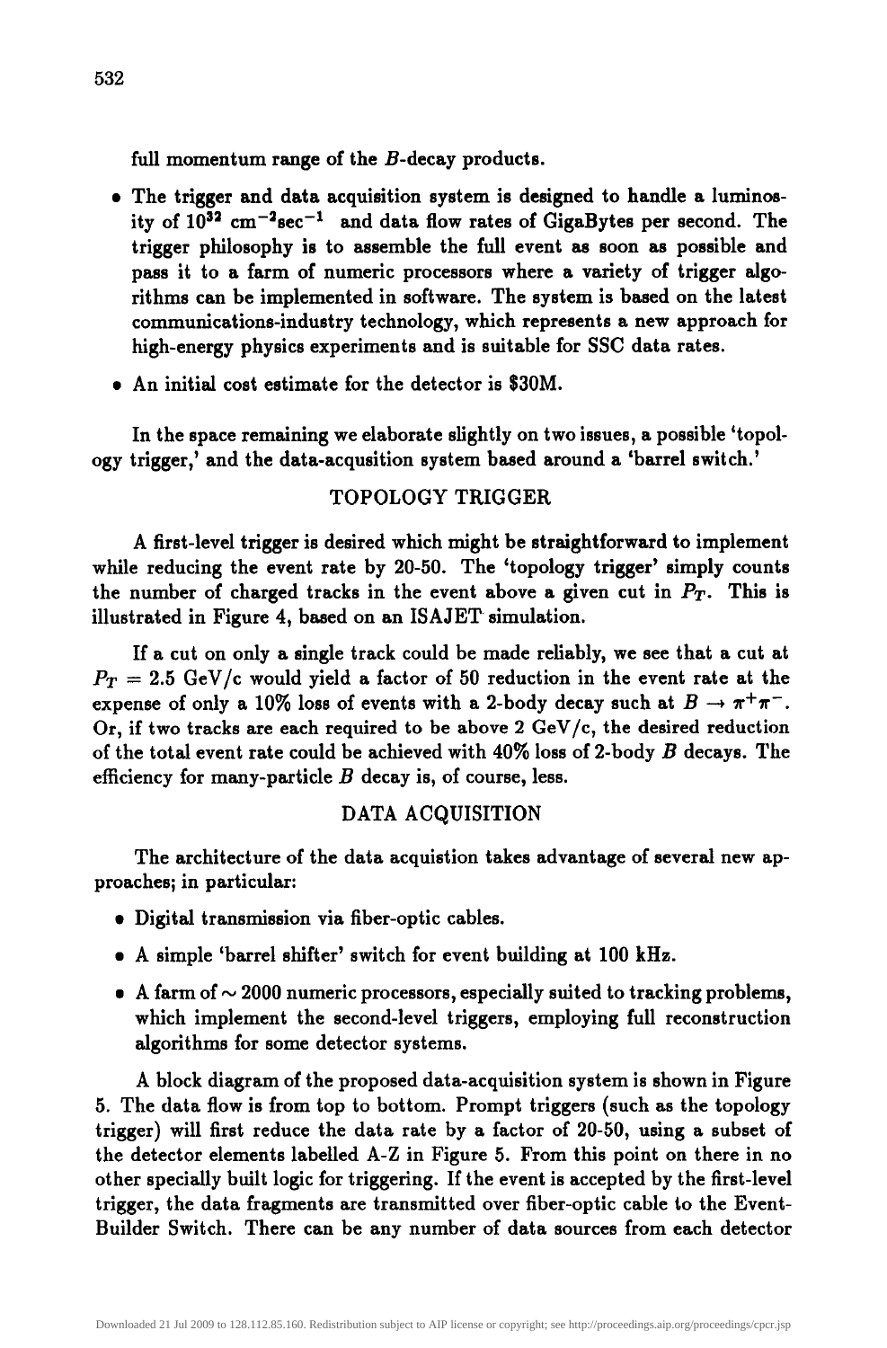full momentum range of the $B$-decay products.

- The trigger and data acquisition system is designed to handle a luminosity of $10^{32}$ cm$^{-2}$sec$^{-1}$ and data flow rates of GigaBytes per second. The trigger philosophy is to assemble the full event as soon as possible and pass it to a farm of numeric processors where a variety of trigger algorithms can be implemented in software. The system is based on the latest communications-industry technology, which represents a new approach for high-energy physics experiments and is suitable for SSC data rates.
- An initial cost estimate for the detector is $30M.

In the space remaining we elaborate slightly on two issues, a possible 'topology trigger,' and the data-acqusition system based around a 'barrel switch.'

## TOPOLOGY TRIGGER

A first-level trigger is desired which might be straightforward to implement while reducing the event rate by 20-50. The 'topology trigger' simply counts the number of charged tracks in the event above a given cut in $P_T$. This is illustrated in Figure 4, based on an ISAJET simulation.

If a cut on only a single track could be made reliably, we see that a cut at $P_T = 2.5$ GeV/c would yield a factor of 50 reduction in the event rate at the expense of only a 10% loss of events with a 2-body decay such at $B \rightarrow \pi^+\pi^-$. Or, if two tracks are each required to be above 2 GeV/c, the desired reduction of the total event rate could be achieved with 40% loss of 2-body $B$ decays. The efficiency for many-particle $B$ decay is, of course, less.

## DATA ACQUISITION

The architecture of the data acquistion takes advantage of several new approaches; in particular:

- Digital transmission via fiber-optic cables.
- A simple 'barrel shifter' switch for event building at 100 kHz.
- A farm of $\sim 2000$ numeric processors, especially suited to tracking problems, which implement the second-level triggers, employing full reconstruction algorithms for some detector systems.

A block diagram of the proposed data-acquisition system is shown in Figure 5. The data flow is from top to bottom. Prompt triggers (such as the topology trigger) will first reduce the data rate by a factor of 20-50, using a subset of the detector elements labelled A-Z in Figure 5. From this point on there in no other specially built logic for triggering. If the event is accepted by the first-level trigger, the data fragments are transmitted over fiber-optic cable to the Event-Builder Switch. There can be any number of data sources from each detector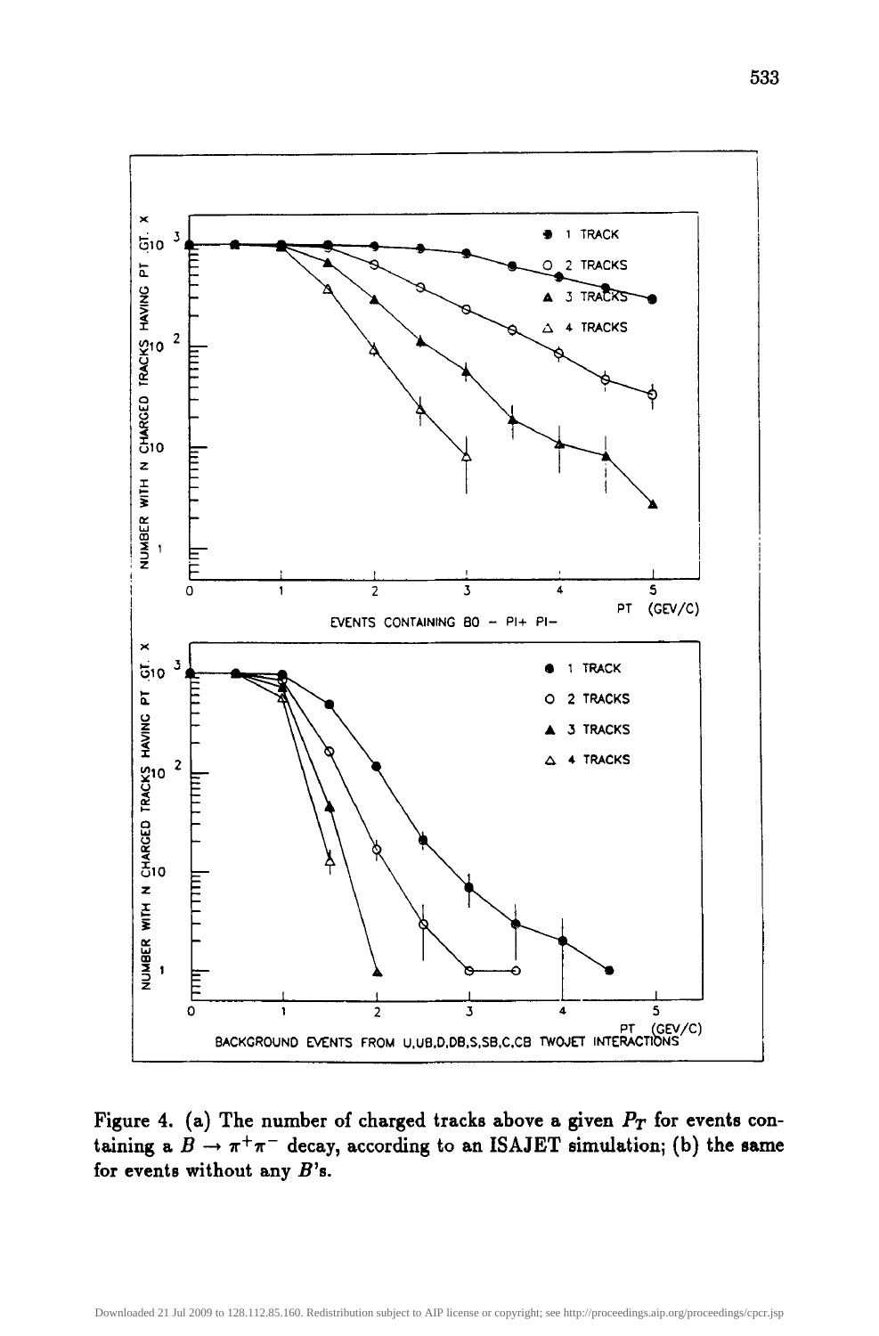Figure 4. (a) The number of charged tracks above a given $P_T$ for events containing a $B \to \pi^+\pi^-$ decay, according to an ISAJET simulation; (b) the same for events without any $B$'s.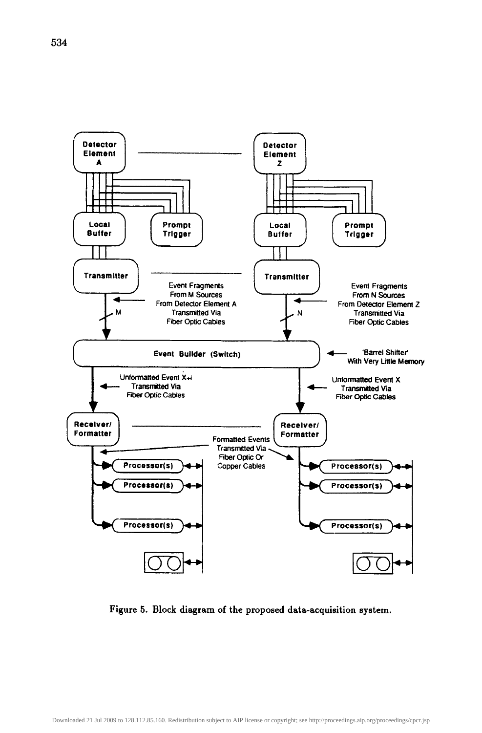Detector Element A

Detector Element Z

Local Buffer

Prompt Trigger

Local Buffer

Prompt Trigger

Transmitter

Transmitter

Event Fragments From M Sources From Detector Element A Transmitted Via Fiber Optic Cables

M

Event Fragments From N Sources From Detector Element Z Transmitted Via Fiber Optic Cables

N

Event Builder (Switch)

'Barrel Shifter' With Very Little Memory

Unformatted Event X+i Transmitted Via Fiber Optic Cables

Unformatted Event X Transmitted Via Fiber Optic Cables

Receiver/ Formatter

Receiver/ Formatter

Formatted Events Transmitted Via Fiber Optic Or Copper Cables

Processor(s)

Processor(s)

Processor(s)

Processor(s)

Processor(s)

Processor(s)

Figure 5. Block diagram of the proposed data-acquisition system.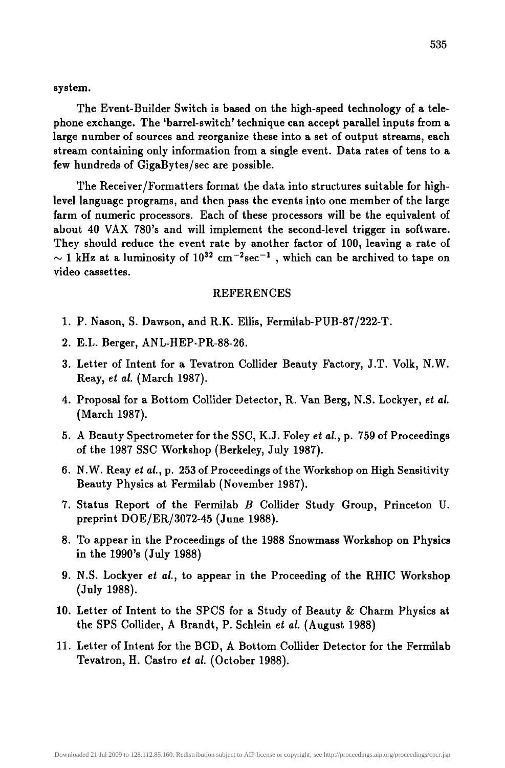system.

The Event-Builder Switch is based on the high-speed technology of a telephone exchange. The 'barrel-switch' technique can accept parallel inputs from a large number of sources and reorganize these into a set of output streams, each stream containing only information from a single event. Data rates of tens to a few hundreds of GigaBytes/sec are possible.

The Receiver/Formatters format the data into structures suitable for high-level language programs, and then pass the events into one member of the large farm of numeric processors. Each of these processors will be the equivalent of about 40 VAX 780's and will implement the second-level trigger in software. They should reduce the event rate by another factor of 100, leaving a rate of $\sim 1$ kHz at a luminosity of $10^{32}$ cm$^{-2}$sec$^{-1}$, which can be archived to tape on video cassettes.

## REFERENCES

1. P. Nason, S. Dawson, and R.K. Ellis, Fermilab-PUB-87/222-T.
2. E.L. Berger, ANL-HEP-PR-88-26.
3. Letter of Intent for a Tevatron Collider Beauty Factory, J.T. Volk, N.W. Reay, *et al.* (March 1987).
4. Proposal for a Bottom Collider Detector, R. Van Berg, N.S. Lockyer, *et al.* (March 1987).
5. A Beauty Spectrometer for the SSC, K.J. Foley *et al.*, p. 759 of Proceedings of the 1987 SSC Workshop (Berkeley, July 1987).
6. N.W. Reay *et al.*, p. 253 of Proceedings of the Workshop on High Sensitivity Beauty Physics at Fermilab (November 1987).
7. Status Report of the Fermilab *B* Collider Study Group, Princeton U. preprint DOE/ER/3072-45 (June 1988).
8. To appear in the Proceedings of the 1988 Snowmass Workshop on Physics in the 1990's (July 1988)
9. N.S. Lockyer *et al.*, to appear in the Proceeding of the RHIC Workshop (July 1988).
10. Letter of Intent to the SPCS for a Study of Beauty & Charm Physics at the SPS Collider, A Brandt, P. Schlein *et al.* (August 1988)
11. Letter of Intent for the BCD, A Bottom Collider Detector for the Fermilab Tevatron, H. Castro *et al.* (October 1988).